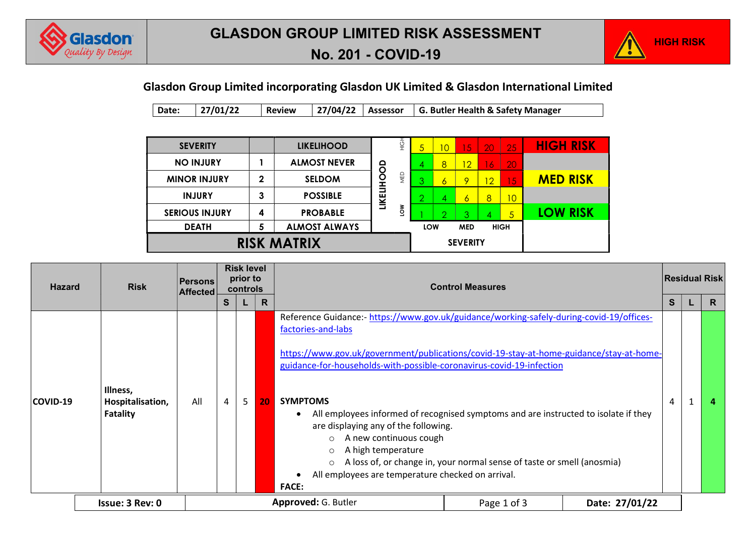# GLASDON GROUP LIMITED RISK ASSESSMENT

## No. 201 - COVID-19

HIGH RISK

**Glasdon Group Limited incorporating Glasdon UK Limited & Glasdon International Limited**

| Date: | 27/01/22 | Review | 27/04/22 | Assessor | G. Butler Health & Safety Manager |
|---|---|---|---|---|---|

| SEVERITY | | LIKELIHOOD |
|---|---|---|
| NO INJURY | 1 | ALMOST NEVER |
| MINOR INJURY | 2 | SELDOM |
| INJURY | 3 | POSSIBLE |
| SERIOUS INJURY | 4 | PROBABLE |
| DEATH | 5 | ALMOST ALWAYS |

**RISK MATRIX**

| LIKELIHOOD | | | | | | |
|---|---|---|---|---|---|---|
| HIGH | 5 | 10 | 15 | 20 | 25 | HIGH RISK |
| | 4 | 8 | 12 | 16 | 20 | |
| MED | 3 | 6 | 9 | 12 | 15 | MED RISK |
| | 2 | 4 | 6 | 8 | 10 | |
| LOW | 1 | 2 | 3 | 4 | 5 | LOW RISK |
| SEVERITY | LOW | | MED | | HIGH | |

| Hazard | Risk | Persons Affected | Risk level prior to controls | | | Control Measures | Residual Risk | | |
|---|---|---|---|---|---|---|---|---|---|
| | | | S | L | R | | S | L | R |
| COVID-19 | **Illness, Hospitalisation, Fatality** | All | 4 | 5 | 20 | Reference Guidance:- https://www.gov.uk/guidance/working-safely-during-covid-19/offices-factories-and-labs <br><br> https://www.gov.uk/government/publications/covid-19-stay-at-home-guidance/stay-at-home-guidance-for-households-with-possible-coronavirus-covid-19-infection <br><br> **SYMPTOMS** <br> • All employees informed of recognised symptoms and are instructed to isolate if they are displaying any of the following. <br> ○ A new continuous cough <br> ○ A high temperature <br> ○ A loss of, or change in, your normal sense of taste or smell (anosmia) <br> • All employees are temperature checked on arrival. <br> **FACE:** | 4 | 1 | 4 |

| Issue: 3 Rev: 0 | **Approved:** G. Butler | | **Date: 27/01/22** |
|---|---|---|---|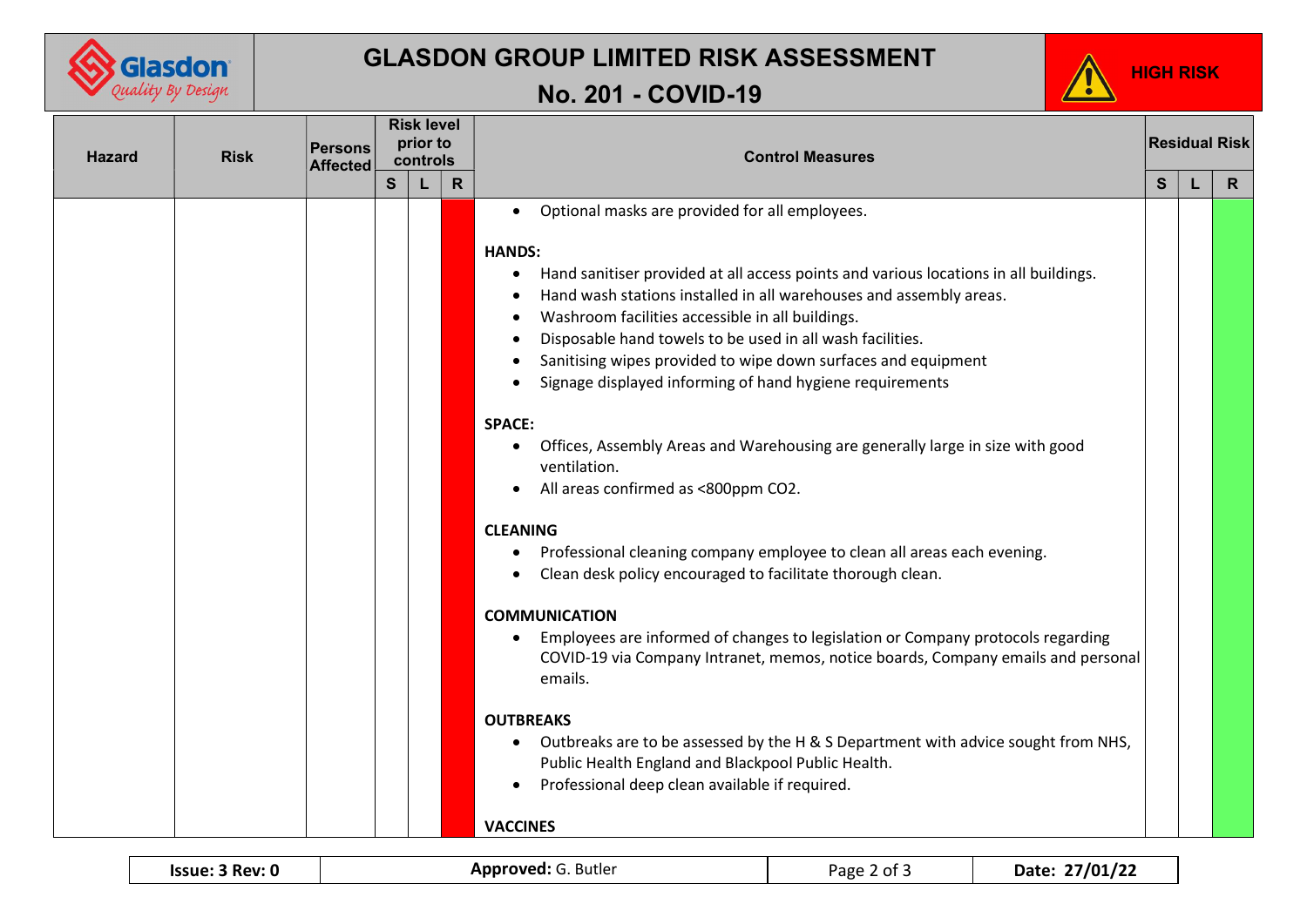# GLASDON GROUP LIMITED RISK ASSESSMENT

## No. 201 - COVID-19

HIGH RISK

| Hazard | Risk | Persons Affected | Risk level prior to controls | | | Control Measures | Residual Risk | | |
|---|---|---|---|---|---|---|---|---|---|
| | | | S | L | R | | S | L | R |
| | | | | | | • Optional masks are provided for all employees.<br><br>**HANDS:**<br>• Hand sanitiser provided at all access points and various locations in all buildings.<br>• Hand wash stations installed in all warehouses and assembly areas.<br>• Washroom facilities accessible in all buildings.<br>• Disposable hand towels to be used in all wash facilities.<br>• Sanitising wipes provided to wipe down surfaces and equipment<br>• Signage displayed informing of hand hygiene requirements<br><br>**SPACE:**<br>• Offices, Assembly Areas and Warehousing are generally large in size with good ventilation.<br>• All areas confirmed as <800ppm $CO_2$.<br><br>**CLEANING**<br>• Professional cleaning company employee to clean all areas each evening.<br>• Clean desk policy encouraged to facilitate thorough clean.<br><br>**COMMUNICATION**<br>• Employees are informed of changes to legislation or Company protocols regarding COVID-19 via Company Intranet, memos, notice boards, Company emails and personal emails.<br><br>**OUTBREAKS**<br>• Outbreaks are to be assessed by the H & S Department with advice sought from NHS, Public Health England and Blackpool Public Health.<br>• Professional deep clean available if required.<br><br>**VACCINES** | | | |

| Issue: 3 Rev: 0 | Approved: G. Butler | Page 2 of 3 | Date: 27/01/22 |
|---|---|---|---|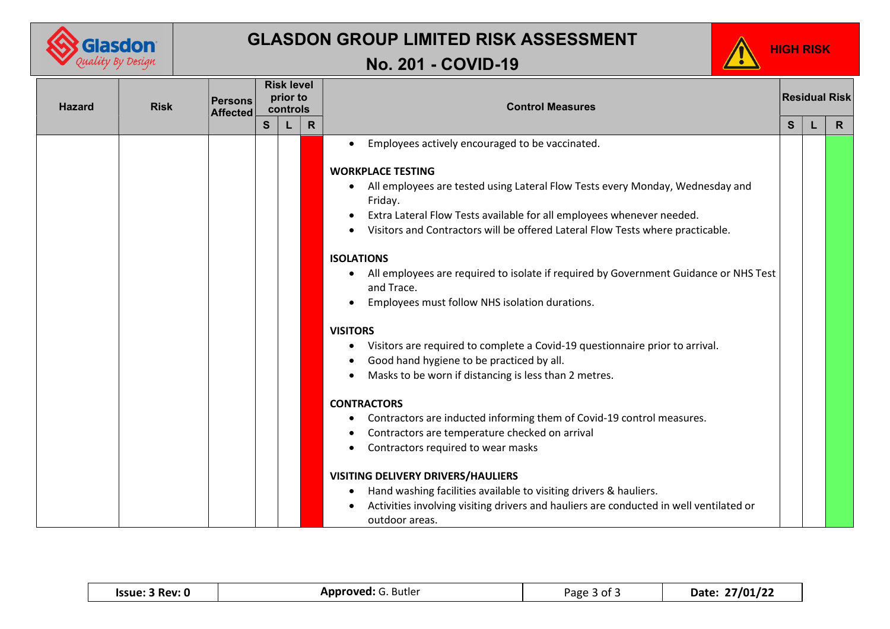# GLASDON GROUP LIMITED RISK ASSESSMENT

## No. 201 - COVID-19

HIGH RISK

| Hazard | Risk | Persons Affected | Risk level prior to controls | | | Control Measures | Residual Risk | | |
|---|---|---|---|---|---|---|---|---|---|
| | | | S | L | R | | S | L | R |
| | | | | | | • Employees actively encouraged to be vaccinated.<br><br>**WORKPLACE TESTING**<br>• All employees are tested using Lateral Flow Tests every Monday, Wednesday and Friday.<br>• Extra Lateral Flow Tests available for all employees whenever needed.<br>• Visitors and Contractors will be offered Lateral Flow Tests where practicable.<br><br>**ISOLATIONS**<br>• All employees are required to isolate if required by Government Guidance or NHS Test and Trace.<br>• Employees must follow NHS isolation durations.<br><br>**VISITORS**<br>• Visitors are required to complete a Covid-19 questionnaire prior to arrival.<br>• Good hand hygiene to be practiced by all.<br>• Masks to be worn if distancing is less than 2 metres.<br><br>**CONTRACTORS**<br>• Contractors are inducted informing them of Covid-19 control measures.<br>• Contractors are temperature checked on arrival<br>• Contractors required to wear masks<br><br>**VISITING DELIVERY DRIVERS/HAULIERS**<br>• Hand washing facilities available to visiting drivers & hauliers.<br>• Activities involving visiting drivers and hauliers are conducted in well ventilated or outdoor areas. | | | |

| Issue: 3 Rev: 0 | Approved: G. Butler | Date: 27/01/22 |
|---|---|---|